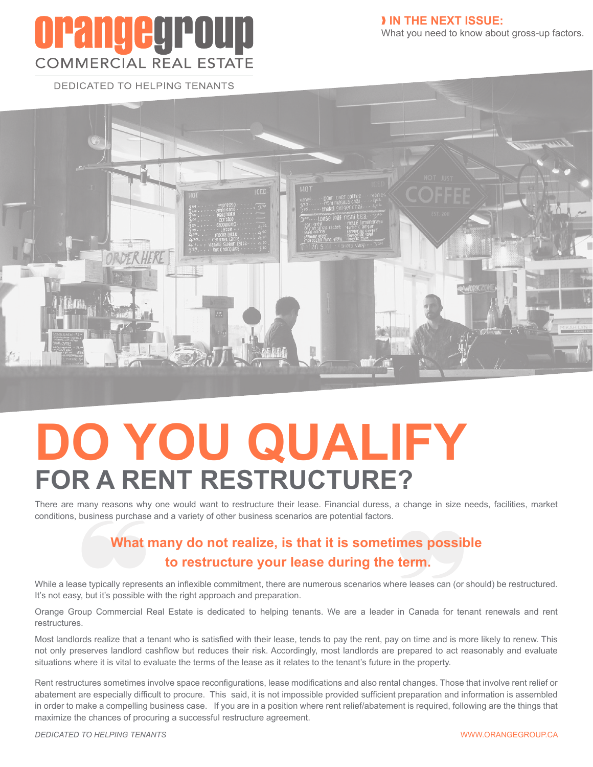# orangegroup

COMMERCIAL REAL ESTATE

DEDICATED TO HELPING TENANTS

**IN THE NEXT ISSUE:**
What you need to know about gross-up factors.

# DO YOU QUALIFY

## FOR A RENT RESTRUCTURE?

There are many reasons why one would want to restructure their lease. Financial duress, a change in size needs, facilities, market conditions, business purchase and a variety of other business scenarios are potential factors.

> **What many do not realize, is that it is sometimes possible to restructure your lease during the term.**

While a lease typically represents an inflexible commitment, there are numerous scenarios where leases can (or should) be restructured. It's not easy, but it's possible with the right approach and preparation.

Orange Group Commercial Real Estate is dedicated to helping tenants. We are a leader in Canada for tenant renewals and rent restructures.

Most landlords realize that a tenant who is satisfied with their lease, tends to pay the rent, pay on time and is more likely to renew. This not only preserves landlord cashflow but reduces their risk. Accordingly, most landlords are prepared to act reasonably and evaluate situations where it is vital to evaluate the terms of the lease as it relates to the tenant's future in the property.

Rent restructures sometimes involve space reconfigurations, lease modifications and also rental changes. Those that involve rent relief or abatement are especially difficult to procure. This said, it is not impossible provided sufficient preparation and information is assembled in order to make a compelling business case. If you are in a position where rent relief/abatement is required, following are the things that maximize the chances of procuring a successful restructure agreement.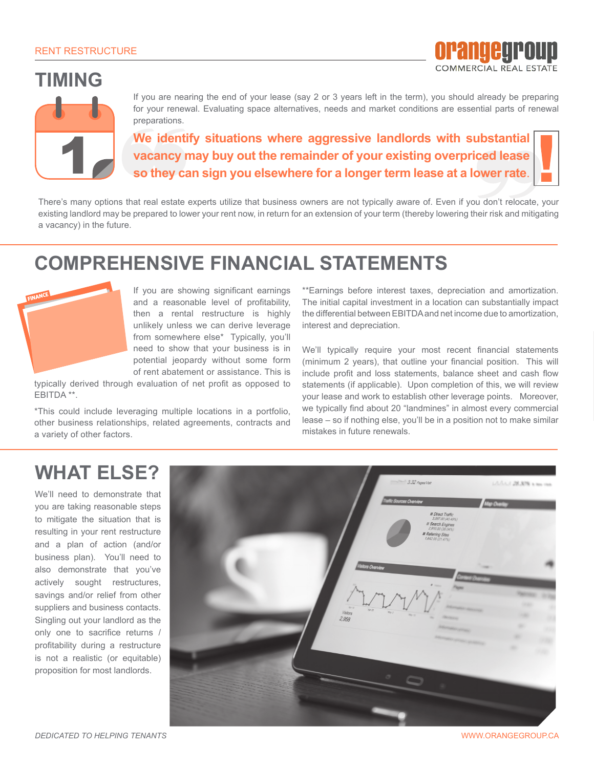## TIMING

If you are nearing the end of your lease (say 2 or 3 years left in the term), you should already be preparing for your renewal. Evaluating space alternatives, needs and market conditions are essential parts of renewal preparations.

**We identify situations where aggressive landlords with substantial vacancy may buy out the remainder of your existing overpriced lease so they can sign you elsewhere for a longer term lease at a lower rate.**

There's many options that real estate experts utilize that business owners are not typically aware of. Even if you don't relocate, your existing landlord may be prepared to lower your rent now, in return for an extension of your term (thereby lowering their risk and mitigating a vacancy) in the future.

## COMPREHENSIVE FINANCIAL STATEMENTS

If you are showing significant earnings and a reasonable level of profitability, then a rental restructure is highly unlikely unless we can derive leverage from somewhere else* Typically, you'll need to show that your business is in potential jeopardy without some form of rent abatement or assistance. This is typically derived through evaluation of net profit as opposed to EBITDA **.

*This could include leveraging multiple locations in a portfolio, other business relationships, related agreements, contracts and a variety of other factors.

**Earnings before interest taxes, depreciation and amortization. The initial capital investment in a location can substantially impact the differential between EBITDA and net income due to amortization, interest and depreciation.

We'll typically require your most recent financial statements (minimum 2 years), that outline your financial position. This will include profit and loss statements, balance sheet and cash flow statements (if applicable). Upon completion of this, we will review your lease and work to establish other leverage points. Moreover, we typically find about 20 "landmines" in almost every commercial lease – so if nothing else, you'll be in a position not to make similar mistakes in future renewals.

## WHAT ELSE?

We'll need to demonstrate that you are taking reasonable steps to mitigate the situation that is resulting in your rent restructure and a plan of action (and/or business plan). You'll need to also demonstrate that you've actively sought restructures, savings and/or relief from other suppliers and business contacts. Singling out your landlord as the only one to sacrifice returns / profitability during a restructure is not a realistic (or equitable) proposition for most landlords.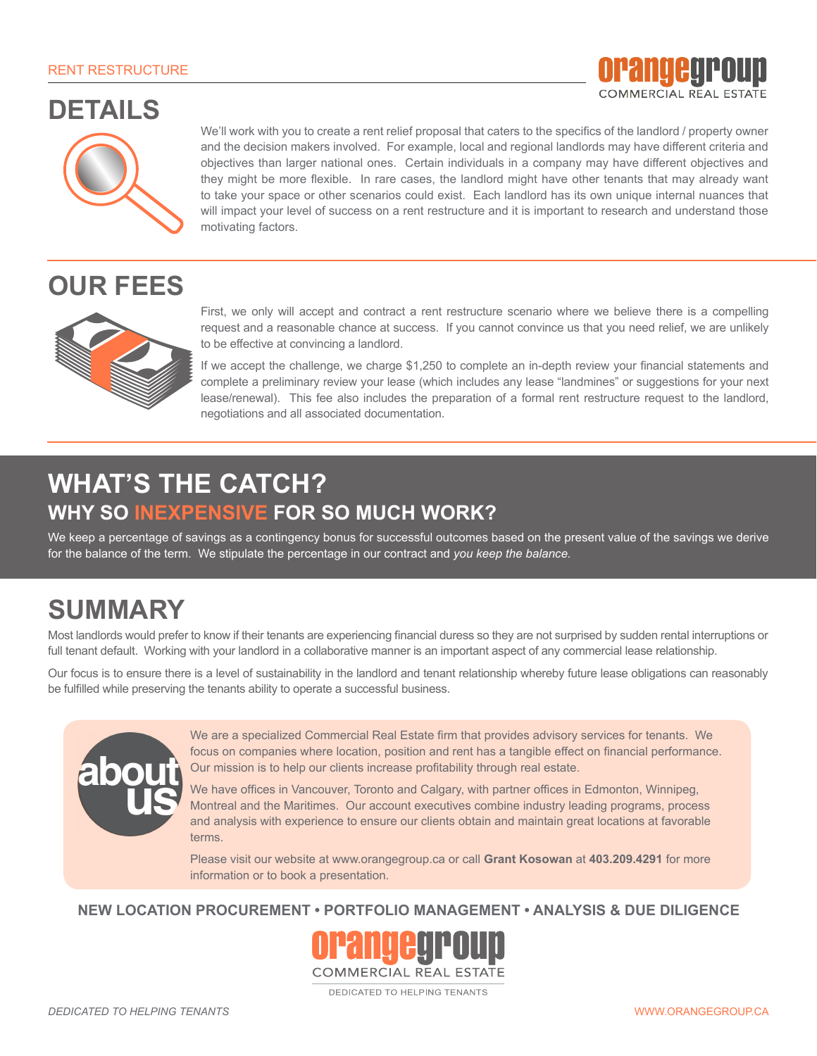RENT RESTRUCTURE

## DETAILS

We'll work with you to create a rent relief proposal that caters to the specifics of the landlord / property owner and the decision makers involved. For example, local and regional landlords may have different criteria and objectives than larger national ones. Certain individuals in a company may have different objectives and they might be more flexible. In rare cases, the landlord might have other tenants that may already want to take your space or other scenarios could exist. Each landlord has its own unique internal nuances that will impact your level of success on a rent restructure and it is important to research and understand those motivating factors.

## OUR FEES

First, we only will accept and contract a rent restructure scenario where we believe there is a compelling request and a reasonable chance at success. If you cannot convince us that you need relief, we are unlikely to be effective at convincing a landlord.

If we accept the challenge, we charge $1,250 to complete an in-depth review your financial statements and complete a preliminary review your lease (which includes any lease "landmines" or suggestions for your next lease/renewal). This fee also includes the preparation of a formal rent restructure request to the landlord, negotiations and all associated documentation.

## WHAT'S THE CATCH?

### WHY SO INEXPENSIVE FOR SO MUCH WORK?

We keep a percentage of savings as a contingency bonus for successful outcomes based on the present value of the savings we derive for the balance of the term. We stipulate the percentage in our contract and *you keep the balance.*

## SUMMARY

Most landlords would prefer to know if their tenants are experiencing financial duress so they are not surprised by sudden rental interruptions or full tenant default. Working with your landlord in a collaborative manner is an important aspect of any commercial lease relationship.

Our focus is to ensure there is a level of sustainability in the landlord and tenant relationship whereby future lease obligations can reasonably be fulfilled while preserving the tenants ability to operate a successful business.

### about us

We are a specialized Commercial Real Estate firm that provides advisory services for tenants. We focus on companies where location, position and rent has a tangible effect on financial performance. Our mission is to help our clients increase profitability through real estate.

We have offices in Vancouver, Toronto and Calgary, with partner offices in Edmonton, Winnipeg, Montreal and the Maritimes. Our account executives combine industry leading programs, process and analysis with experience to ensure our clients obtain and maintain great locations at favorable terms.

Please visit our website at www.orangegroup.ca or call **Grant Kosowan** at **403.209.4291** for more information or to book a presentation.

**NEW LOCATION PROCUREMENT • PORTFOLIO MANAGEMENT • ANALYSIS & DUE DILIGENCE**

orangegroup
COMMERCIAL REAL ESTATE
DEDICATED TO HELPING TENANTS